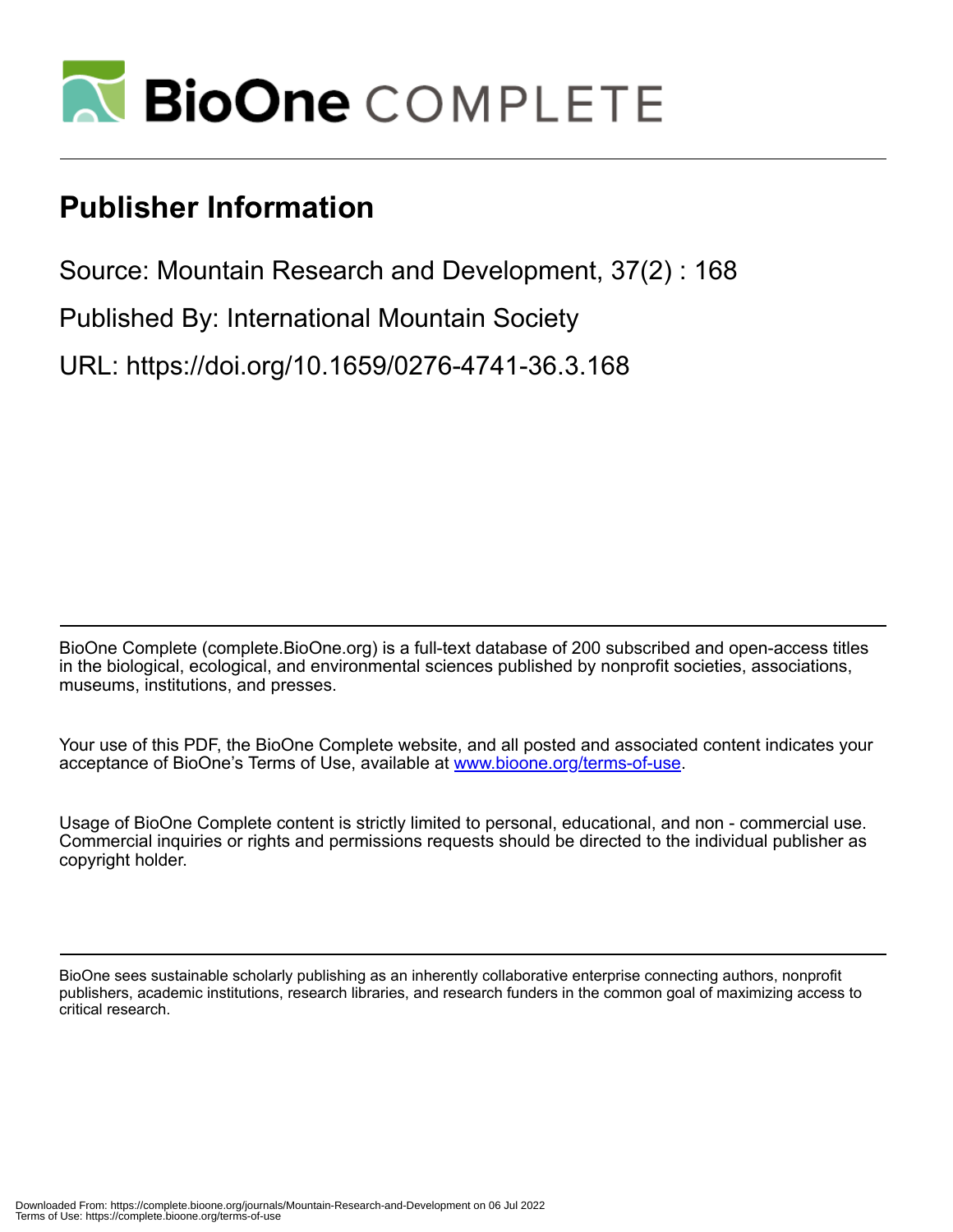# Publisher Information

Source: Mountain Research and Development, 37(2) : 168

Published By: International Mountain Society

URL: https://doi.org/10.1659/0276-4741-36.3.168

BioOne Complete (complete.BioOne.org) is a full-text database of 200 subscribed and open-access titles in the biological, ecological, and environmental sciences published by nonprofit societies, associations, museums, institutions, and presses.

Your use of this PDF, the BioOne Complete website, and all posted and associated content indicates your acceptance of BioOne's Terms of Use, available at www.bioone.org/terms-of-use.

Usage of BioOne Complete content is strictly limited to personal, educational, and non - commercial use. Commercial inquiries or rights and permissions requests should be directed to the individual publisher as copyright holder.

BioOne sees sustainable scholarly publishing as an inherently collaborative enterprise connecting authors, nonprofit publishers, academic institutions, research libraries, and research funders in the common goal of maximizing access to critical research.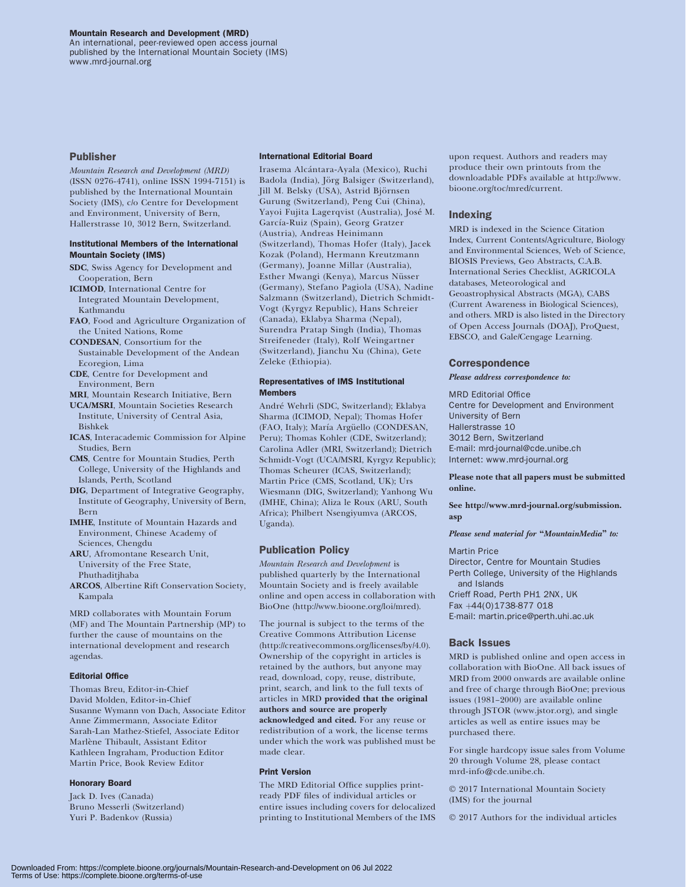**Mountain Research and Development (MRD)**
An international, peer-reviewed open access journal
published by the International Mountain Society (IMS)
www.mrd-journal.org

## Publisher

*Mountain Research and Development (MRD)* (ISSN 0276-4741), online ISSN 1994-7151) is published by the International Mountain Society (IMS), c/o Centre for Development and Environment, University of Bern, Hallerstrasse 10, 3012 Bern, Switzerland.

### Institutional Members of the International Mountain Society (IMS)

**SDC**, Swiss Agency for Development and Cooperation, Bern
**ICIMOD**, International Centre for Integrated Mountain Development, Kathmandu
**FAO**, Food and Agriculture Organization of the United Nations, Rome
**CONDESAN**, Consortium for the Sustainable Development of the Andean Ecoregion, Lima
**CDE**, Centre for Development and Environment, Bern
**MRI**, Mountain Research Initiative, Bern
**UCA/MSRI**, Mountain Societies Research Institute, University of Central Asia, Bishkek
**ICAS**, Interacademic Commission for Alpine Studies, Bern
**CMS**, Centre for Mountain Studies, Perth College, University of the Highlands and Islands, Perth, Scotland
**DIG**, Department of Integrative Geography, Institute of Geography, University of Bern, Bern
**IMHE**, Institute of Mountain Hazards and Environment, Chinese Academy of Sciences, Chengdu
**ARU**, Afromontane Research Unit, University of the Free State, Phuthaditjhaba
**ARCOS**, Albertine Rift Conservation Society, Kampala

MRD collaborates with Mountain Forum (MF) and The Mountain Partnership (MP) to further the cause of mountains on the international development and research agendas.

### Editorial Office

Thomas Breu, Editor-in-Chief
David Molden, Editor-in-Chief
Susanne Wymann von Dach, Associate Editor
Anne Zimmermann, Associate Editor
Sarah-Lan Mathez-Stiefel, Associate Editor
Marlène Thibault, Assistant Editor
Kathleen Ingraham, Production Editor
Martin Price, Book Review Editor

### Honorary Board

Jack D. Ives (Canada)
Bruno Messerli (Switzerland)
Yuri P. Badenkov (Russia)

### International Editorial Board

Irasema Alcántara-Ayala (Mexico), Ruchi Badola (India), Jörg Balsiger (Switzerland), Jill M. Belsky (USA), Astrid Björnsen Gurung (Switzerland), Peng Cui (China), Yayoi Fujita Lagerqvist (Australia), José M. García-Ruiz (Spain), Georg Gratzer (Austria), Andreas Heinimann (Switzerland), Thomas Hofer (Italy), Jacek Kozak (Poland), Hermann Kreutzmann (Germany), Joanne Millar (Australia), Esther Mwangi (Kenya), Marcus Nüsser (Germany), Stefano Pagiola (USA), Nadine Salzmann (Switzerland), Dietrich Schmidt-Vogt (Kyrgyz Republic), Hans Schreier (Canada), Eklabya Sharma (Nepal), Surendra Pratap Singh (India), Thomas Streifeneder (Italy), Rolf Weingartner (Switzerland), Jianchu Xu (China), Gete Zeleke (Ethiopia).

### Representatives of IMS Institutional Members

André Wehrli (SDC, Switzerland); Eklabya Sharma (ICIMOD, Nepal); Thomas Hofer (FAO, Italy); María Argüello (CONDESAN, Peru); Thomas Kohler (CDE, Switzerland); Carolina Adler (MRI, Switzerland); Dietrich Schmidt-Vogt (UCA/MSRI, Kyrgyz Republic); Thomas Scheurer (ICAS, Switzerland); Martin Price (CMS, Scotland, UK); Urs Wiesmann (DIG, Switzerland); Yanhong Wu (IMHE, China); Aliza le Roux (ARU, South Africa); Philbert Nsengiyumva (ARCOS, Uganda).

## Publication Policy

*Mountain Research and Development* is published quarterly by the International Mountain Society and is freely available online and open access in collaboration with BioOne (http://www.bioone.org/loi/mred).

The journal is subject to the terms of the Creative Commons Attribution License (http://creativecommons.org/licenses/by/4.0). Ownership of the copyright in articles is retained by the authors, but anyone may read, download, copy, reuse, distribute, print, search, and link to the full texts of articles in MRD **provided that the original authors and source are properly acknowledged and cited.** For any reuse or redistribution of a work, the license terms under which the work was published must be made clear.

### Print Version

The MRD Editorial Office supplies print-ready PDF files of individual articles or entire issues including covers for delocalized printing to Institutional Members of the IMS upon request. Authors and readers may produce their own printouts from the downloadable PDFs available at http://www.bioone.org/toc/mred/current.

## Indexing

MRD is indexed in the Science Citation Index, Current Contents/Agriculture, Biology and Environmental Sciences, Web of Science, BIOSIS Previews, Geo Abstracts, C.A.B. International Series Checklist, AGRICOLA databases, Meteorological and Geoastrophysical Abstracts (MGA), CABS (Current Awareness in Biological Sciences), and others. MRD is also listed in the Directory of Open Access Journals (DOAJ), ProQuest, EBSCO, and Gale/Cengage Learning.

## Correspondence

***Please address correspondence to:***

MRD Editorial Office
Centre for Development and Environment
University of Bern
Hallerstrasse 10
3012 Bern, Switzerland
E-mail: mrd-journal@cde.unibe.ch
Internet: www.mrd-journal.org

**Please note that all papers must be submitted online.**

**See http://www.mrd-journal.org/submission.asp**

***Please send material for "MountainMedia" to:***

Martin Price
Director, Centre for Mountain Studies
Perth College, University of the Highlands and Islands
Crieff Road, Perth PH1 2NX, UK
Fax +44(0)1738-877 018
E-mail: martin.price@perth.uhi.ac.uk

## Back Issues

MRD is published online and open access in collaboration with BioOne. All back issues of MRD from 2000 onwards are available online and free of charge through BioOne; previous issues (1981–2000) are available online through JSTOR (www.jstor.org), and single articles as well as entire issues may be purchased there.

For single hardcopy issue sales from Volume 20 through Volume 28, please contact mrd-info@cde.unibe.ch.

© 2017 International Mountain Society (IMS) for the journal

© 2017 Authors for the individual articles